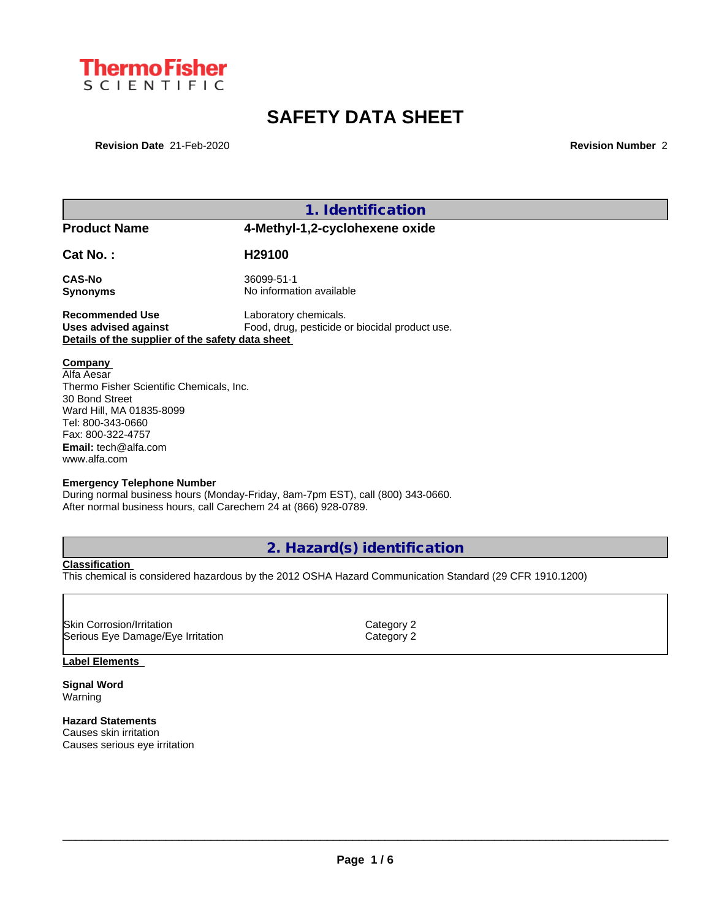Thermo Fisher SCIENTIFIC

# SAFETY DATA SHEET

**Revision Date** 21-Feb-2020 **Revision Number** 2

## 1. Identification

| | |
|---|---|
| **Product Name** | **4-Methyl-1,2-cyclohexene oxide** |
| **Cat No. :** | **H29100** |
| **CAS-No** | 36099-51-1 |
| **Synonyms** | No information available |
| **Recommended Use** | Laboratory chemicals. |
| **Uses advised against** | Food, drug, pesticide or biocidal product use. |

**Details of the supplier of the safety data sheet**

**Company**
Alfa Aesar
Thermo Fisher Scientific Chemicals, Inc.
30 Bond Street
Ward Hill, MA 01835-8099
Tel: 800-343-0660
Fax: 800-322-4757
**Email:** tech@alfa.com
www.alfa.com

**Emergency Telephone Number**
During normal business hours (Monday-Friday, 8am-7pm EST), call (800) 343-0660.
After normal business hours, call Carechem 24 at (866) 928-0789.

## 2. Hazard(s) identification

**Classification**
This chemical is considered hazardous by the 2012 OSHA Hazard Communication Standard (29 CFR 1910.1200)

| | |
|---|---|
| Skin Corrosion/Irritation | Category 2 |
| Serious Eye Damage/Eye Irritation | Category 2 |

**Label Elements**

**Signal Word**
Warning

**Hazard Statements**
Causes skin irritation
Causes serious eye irritation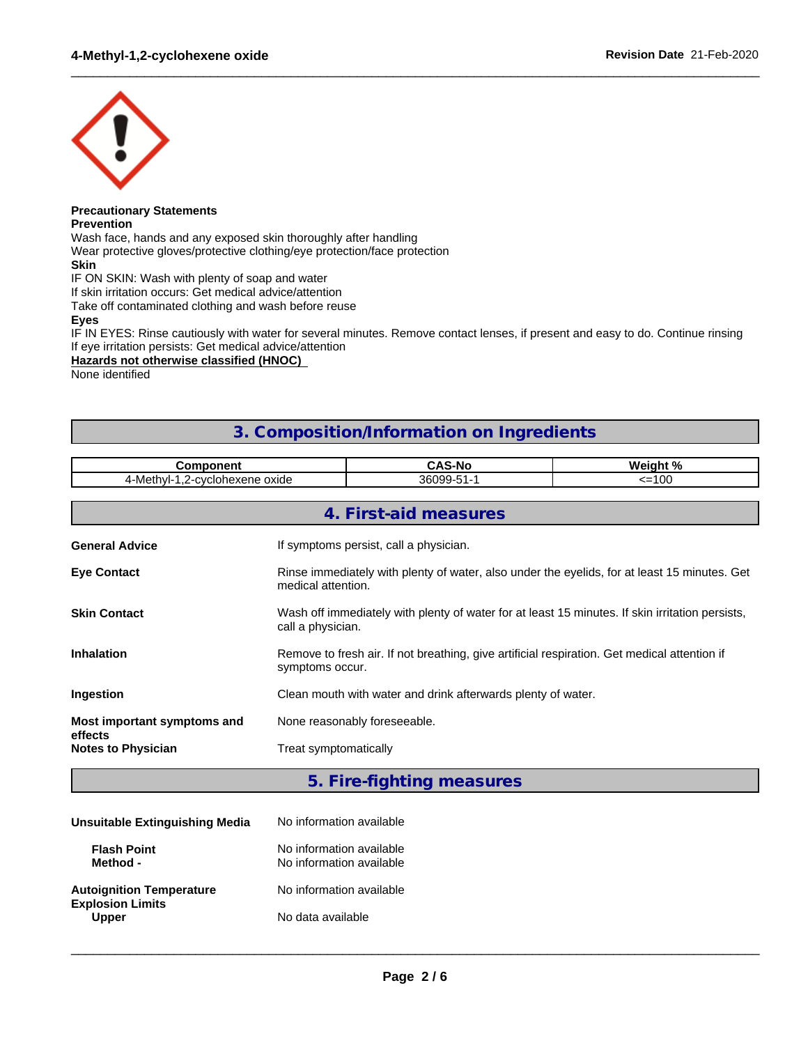**Precautionary Statements**
**Prevention**
Wash face, hands and any exposed skin thoroughly after handling
Wear protective gloves/protective clothing/eye protection/face protection
**Skin**
IF ON SKIN: Wash with plenty of soap and water
If skin irritation occurs: Get medical advice/attention
Take off contaminated clothing and wash before reuse
**Eyes**
IF IN EYES: Rinse cautiously with water for several minutes. Remove contact lenses, if present and easy to do. Continue rinsing
If eye irritation persists: Get medical advice/attention

**Hazards not otherwise classified (HNOC)**
None identified

## 3. Composition/Information on Ingredients

| Component | CAS-No | Weight % |
|---|---|---|
| 4-Methyl-1,2-cyclohexene oxide | 36099-51-1 | <=100 |

## 4. First-aid measures

**General Advice** If symptoms persist, call a physician.

**Eye Contact** Rinse immediately with plenty of water, also under the eyelids, for at least 15 minutes. Get medical attention.

**Skin Contact** Wash off immediately with plenty of water for at least 15 minutes. If skin irritation persists, call a physician.

**Inhalation** Remove to fresh air. If not breathing, give artificial respiration. Get medical attention if symptoms occur.

**Ingestion** Clean mouth with water and drink afterwards plenty of water.

**Most important symptoms and effects** None reasonably foreseeable.

**Notes to Physician** Treat symptomatically

## 5. Fire-fighting measures

**Unsuitable Extinguishing Media** No information available

**Flash Point** No information available
**Method -** No information available

**Autoignition Temperature** No information available
**Explosion Limits**
**Upper** No data available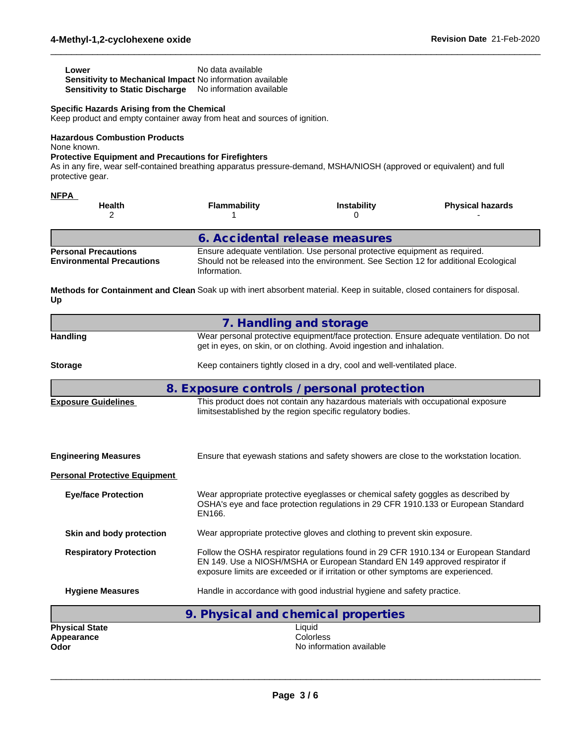| | |
|---|---|
| **Lower** | No data available |
| **Sensitivity to Mechanical Impact** | No information available |
| **Sensitivity to Static Discharge** | No information available |

**Specific Hazards Arising from the Chemical**
Keep product and empty container away from heat and sources of ignition.

**Hazardous Combustion Products**
None known.

**Protective Equipment and Precautions for Firefighters**
As in any fire, wear self-contained breathing apparatus pressure-demand, MSHA/NIOSH (approved or equivalent) and full protective gear.

**NFPA**

| Health | Flammability | Instability | Physical hazards |
|---|---|---|---|
| 2 | 1 | 0 | - |

## 6. Accidental release measures

| | |
|---|---|
| **Personal Precautions** | Ensure adequate ventilation. Use personal protective equipment as required. |
| **Environmental Precautions** | Should not be released into the environment. See Section 12 for additional Ecological Information. |
| **Methods for Containment and Clean Up** | Soak up with inert absorbent material. Keep in suitable, closed containers for disposal. |

## 7. Handling and storage

| | |
|---|---|
| **Handling** | Wear personal protective equipment/face protection. Ensure adequate ventilation. Do not get in eyes, on skin, or on clothing. Avoid ingestion and inhalation. |
| **Storage** | Keep containers tightly closed in a dry, cool and well-ventilated place. |

## 8. Exposure controls / personal protection

| | |
|---|---|
| **Exposure Guidelines** | This product does not contain any hazardous materials with occupational exposure limitsestablished by the region specific regulatory bodies. |
| **Engineering Measures** | Ensure that eyewash stations and safety showers are close to the workstation location. |

**Personal Protective Equipment**

| | |
|---|---|
| **Eye/face Protection** | Wear appropriate protective eyeglasses or chemical safety goggles as described by OSHA's eye and face protection regulations in 29 CFR 1910.133 or European Standard EN166. |
| **Skin and body protection** | Wear appropriate protective gloves and clothing to prevent skin exposure. |
| **Respiratory Protection** | Follow the OSHA respirator regulations found in 29 CFR 1910.134 or European Standard EN 149. Use a NIOSH/MSHA or European Standard EN 149 approved respirator if exposure limits are exceeded or if irritation or other symptoms are experienced. |
| **Hygiene Measures** | Handle in accordance with good industrial hygiene and safety practice. |

## 9. Physical and chemical properties

| | |
|---|---|
| **Physical State** | Liquid |
| **Appearance** | Colorless |
| **Odor** | No information available |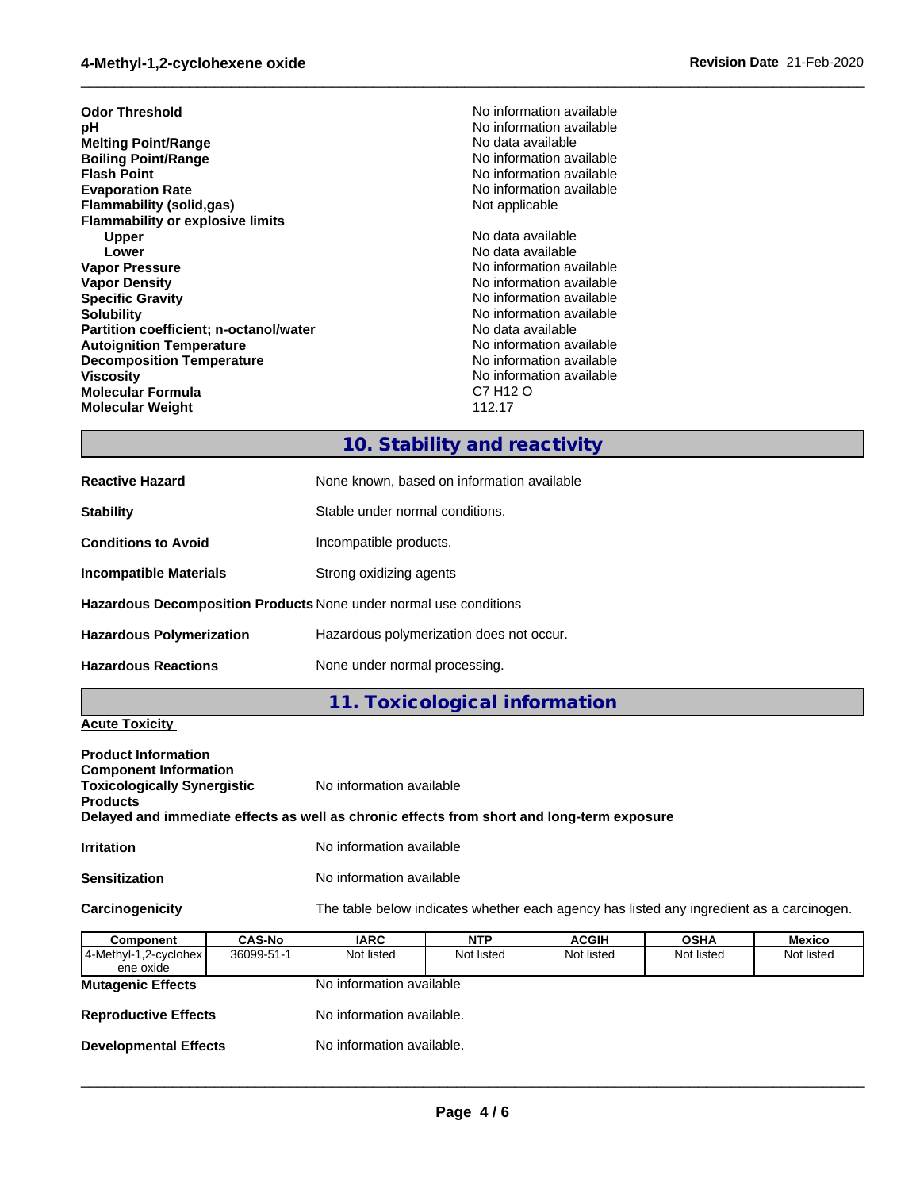| | |
|---|---|
| **Odor Threshold** | No information available |
| **pH** | No information available |
| **Melting Point/Range** | No data available |
| **Boiling Point/Range** | No information available |
| **Flash Point** | No information available |
| **Evaporation Rate** | No information available |
| **Flammability (solid,gas)** | Not applicable |
| **Flammability or explosive limits** | |
| **Upper** | No data available |
| **Lower** | No data available |
| **Vapor Pressure** | No information available |
| **Vapor Density** | No information available |
| **Specific Gravity** | No information available |
| **Solubility** | No information available |
| **Partition coefficient; n-octanol/water** | No data available |
| **Autoignition Temperature** | No information available |
| **Decomposition Temperature** | No information available |
| **Viscosity** | No information available |
| **Molecular Formula** | C7 H12 O |
| **Molecular Weight** | 112.17 |

## 10. Stability and reactivity

| | |
|---|---|
| **Reactive Hazard** | None known, based on information available |
| **Stability** | Stable under normal conditions. |
| **Conditions to Avoid** | Incompatible products. |
| **Incompatible Materials** | Strong oxidizing agents |
| **Hazardous Decomposition Products** | None under normal use conditions |
| **Hazardous Polymerization** | Hazardous polymerization does not occur. |
| **Hazardous Reactions** | None under normal processing. |

## 11. Toxicological information

**Acute Toxicity**

**Product Information**

**Component Information**

**Toxicologically Synergistic Products** No information available

**Delayed and immediate effects as well as chronic effects from short and long-term exposure**

| | |
|---|---|
| **Irritation** | No information available |
| **Sensitization** | No information available |
| **Carcinogenicity** | The table below indicates whether each agency has listed any ingredient as a carcinogen. |

| Component | CAS-No | IARC | NTP | ACGIH | OSHA | Mexico |
|---|---|---|---|---|---|---|
| 4-Methyl-1,2-cyclohexene oxide | 36099-51-1 | Not listed | Not listed | Not listed | Not listed | Not listed |

| | |
|---|---|
| **Mutagenic Effects** | No information available |
| **Reproductive Effects** | No information available. |
| **Developmental Effects** | No information available. |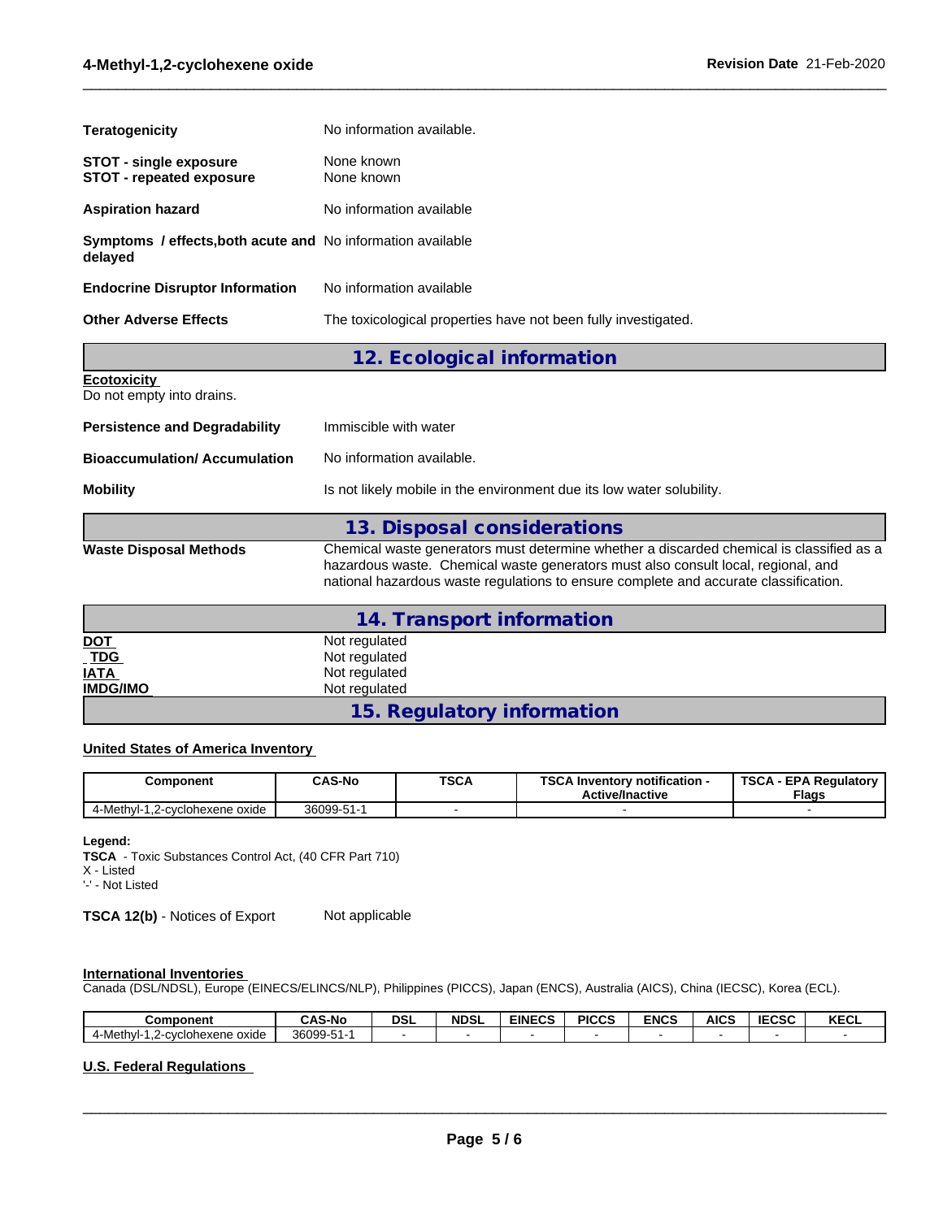**Teratogenicity** No information available.

**STOT - single exposure** None known
**STOT - repeated exposure** None known

**Aspiration hazard** No information available

**Symptoms / effects,both acute and delayed** No information available

**Endocrine Disruptor Information** No information available

**Other Adverse Effects** The toxicological properties have not been fully investigated.

## 12. Ecological information

**Ecotoxicity**
Do not empty into drains.

**Persistence and Degradability** Immiscible with water

**Bioaccumulation/ Accumulation** No information available.

**Mobility** Is not likely mobile in the environment due its low water solubility.

## 13. Disposal considerations

**Waste Disposal Methods** Chemical waste generators must determine whether a discarded chemical is classified as a hazardous waste. Chemical waste generators must also consult local, regional, and national hazardous waste regulations to ensure complete and accurate classification.

## 14. Transport information

**DOT** Not regulated
**TDG** Not regulated
**IATA** Not regulated
**IMDG/IMO** Not regulated

## 15. Regulatory information

**United States of America Inventory**

| Component | CAS-No | TSCA | TSCA Inventory notification - Active/Inactive | TSCA - EPA Regulatory Flags |
|---|---|---|---|---|
| 4-Methyl-1,2-cyclohexene oxide | 36099-51-1 | - | - | - |

**Legend:**
**TSCA** - Toxic Substances Control Act, (40 CFR Part 710)
X - Listed
'-' - Not Listed

**TSCA 12(b)** - Notices of Export Not applicable

**International Inventories**
Canada (DSL/NDSL), Europe (EINECS/ELINCS/NLP), Philippines (PICCS), Japan (ENCS), Australia (AICS), China (IECSC), Korea (ECL).

| Component | CAS-No | DSL | NDSL | EINECS | PICCS | ENCS | AICS | IECSC | KECL |
|---|---|---|---|---|---|---|---|---|---|
| 4-Methyl-1,2-cyclohexene oxide | 36099-51-1 | - | - | - | - | - | - | - | - |

**U.S. Federal Regulations**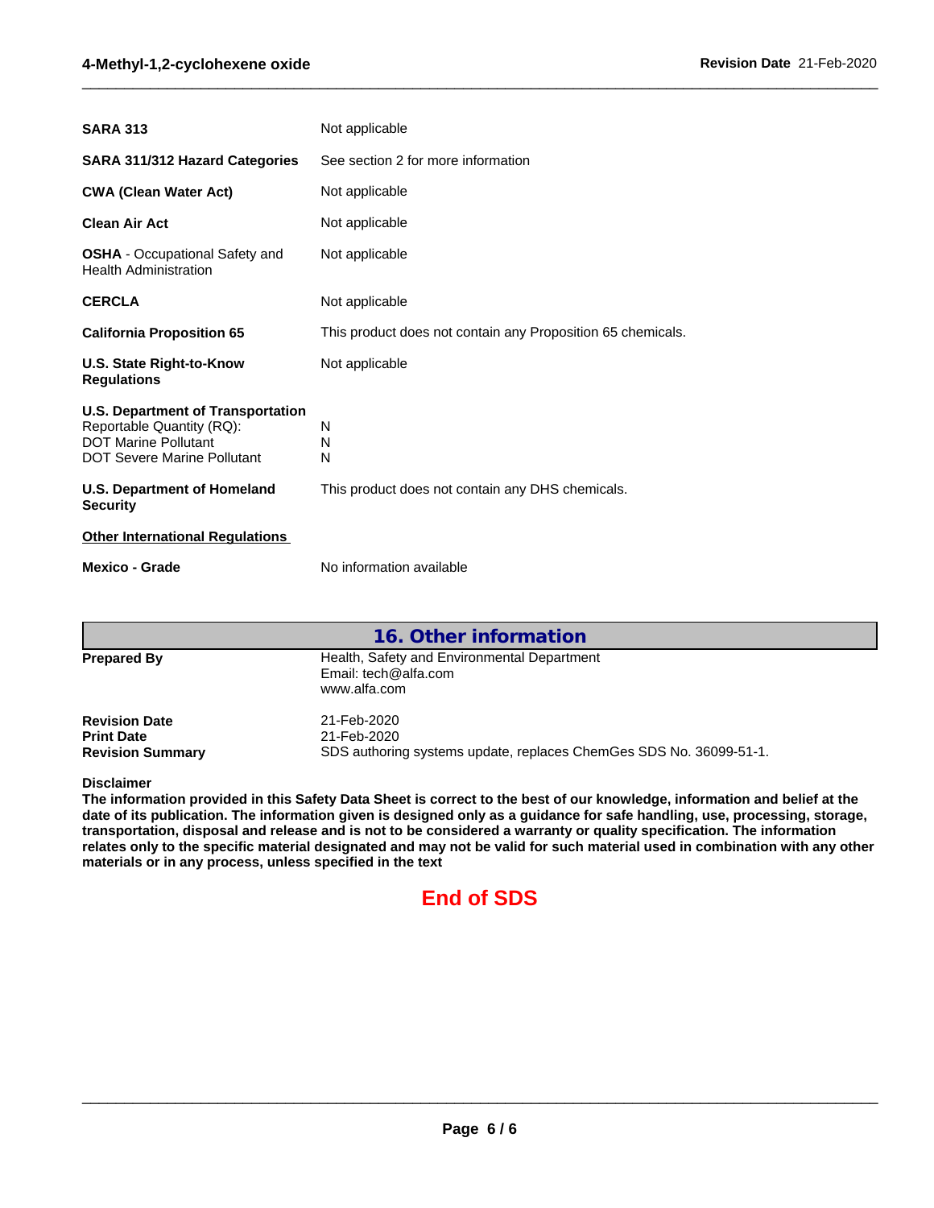| | |
|---|---|
| **SARA 313** | Not applicable |
| **SARA 311/312 Hazard Categories** | See section 2 for more information |
| **CWA (Clean Water Act)** | Not applicable |
| **Clean Air Act** | Not applicable |
| **OSHA** - Occupational Safety and Health Administration | Not applicable |
| **CERCLA** | Not applicable |
| **California Proposition 65** | This product does not contain any Proposition 65 chemicals. |
| **U.S. State Right-to-Know Regulations** | Not applicable |

**U.S. Department of Transportation**

| | |
|---|---|
| Reportable Quantity (RQ): | N |
| DOT Marine Pollutant | N |
| DOT Severe Marine Pollutant | N |

| | |
|---|---|
| **U.S. Department of Homeland Security** | This product does not contain any DHS chemicals. |

**Other International Regulations**

| | |
|---|---|
| **Mexico - Grade** | No information available |

## 16. Other information

| | |
|---|---|
| **Prepared By** | Health, Safety and Environmental Department<br>Email: tech@alfa.com<br>www.alfa.com |
| **Revision Date** | 21-Feb-2020 |
| **Print Date** | 21-Feb-2020 |
| **Revision Summary** | SDS authoring systems update, replaces ChemGes SDS No. 36099-51-1. |

**Disclaimer**

**The information provided in this Safety Data Sheet is correct to the best of our knowledge, information and belief at the date of its publication. The information given is designed only as a guidance for safe handling, use, processing, storage, transportation, disposal and release and is not to be considered a warranty or quality specification. The information relates only to the specific material designated and may not be valid for such material used in combination with any other materials or in any process, unless specified in the text**

**End of SDS**